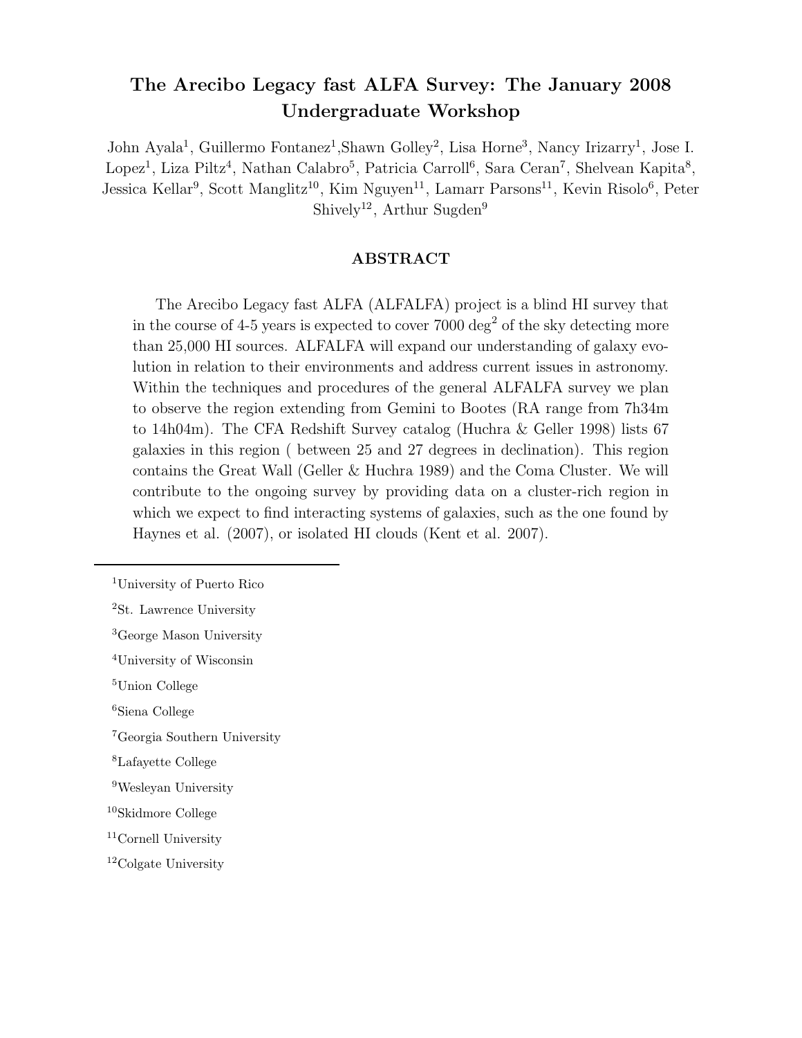# The Arecibo Legacy fast ALFA Survey: The January 2008 Undergraduate Workshop

John Ayala[1], Guillermo Fontanez[1],Shawn Golley[2], Lisa Horne[3], Nancy Irizarry[1], Jose I. Lopez[1], Liza Piltz[4], Nathan Calabro[5], Patricia Carroll[6], Sara Ceran[7], Shelvean Kapita[8], Jessica Kellar[9], Scott Manglitz[10], Kim Nguyen[11], Lamarr Parsons[11], Kevin Risolo[6], Peter Shively[12], Arthur Sugden[9]

## ABSTRACT

The Arecibo Legacy fast ALFA (ALFALFA) project is a blind HI survey that in the course of 4-5 years is expected to cover 7000 deg$^2$ of the sky detecting more than 25,000 HI sources. ALFALFA will expand our understanding of galaxy evolution in relation to their environments and address current issues in astronomy. Within the techniques and procedures of the general ALFALFA survey we plan to observe the region extending from Gemini to Bootes (RA range from 7h34m to 14h04m). The CFA Redshift Survey catalog (Huchra & Geller 1998) lists 67 galaxies in this region ( between 25 and 27 degrees in declination). This region contains the Great Wall (Geller & Huchra 1989) and the Coma Cluster. We will contribute to the ongoing survey by providing data on a cluster-rich region in which we expect to find interacting systems of galaxies, such as the one found by Haynes et al. (2007), or isolated HI clouds (Kent et al. 2007).

---

[1]University of Puerto Rico

[2]St. Lawrence University

[3]George Mason University

[4]University of Wisconsin

[5]Union College

[6]Siena College

[7]Georgia Southern University

[8]Lafayette College

[9]Wesleyan University

[10]Skidmore College

[11]Cornell University

[12]Colgate University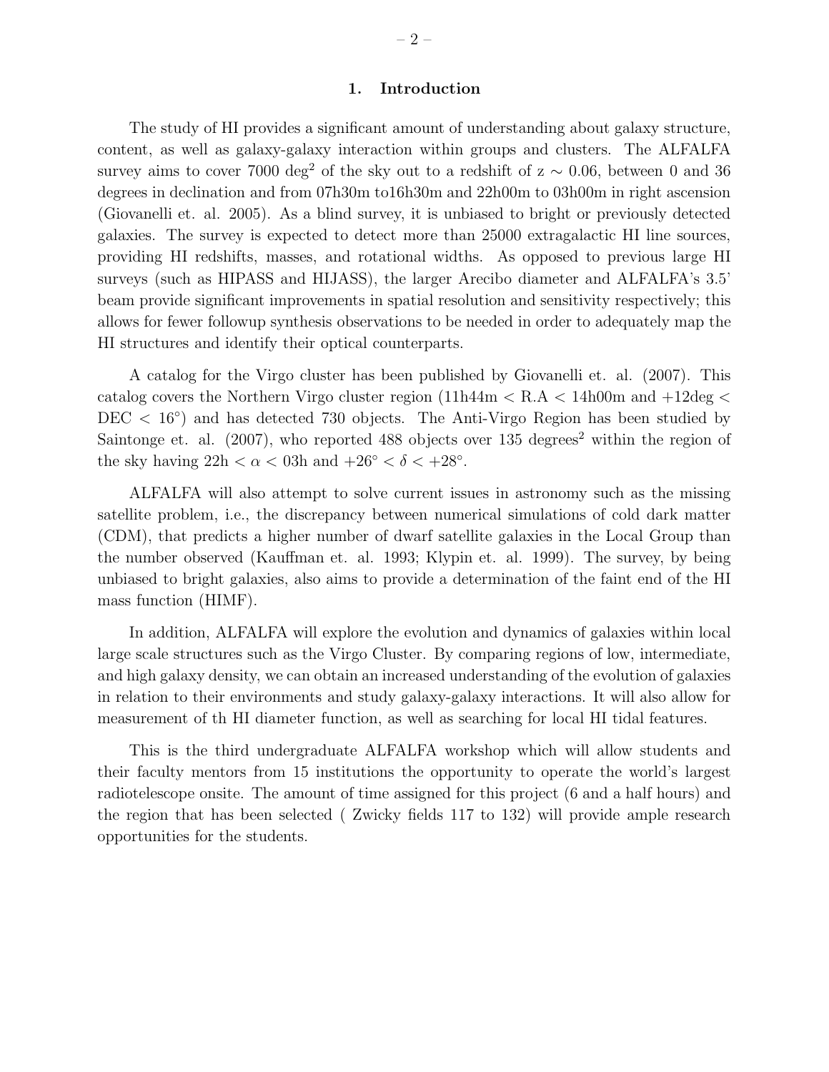## 1. Introduction

The study of HI provides a significant amount of understanding about galaxy structure, content, as well as galaxy-galaxy interaction within groups and clusters. The ALFALFA survey aims to cover 7000 deg$^2$ of the sky out to a redshift of z $\sim$ 0.06, between 0 and 36 degrees in declination and from 07h30m to16h30m and 22h00m to 03h00m in right ascension (Giovanelli et. al. 2005). As a blind survey, it is unbiased to bright or previously detected galaxies. The survey is expected to detect more than 25000 extragalactic HI line sources, providing HI redshifts, masses, and rotational widths. As opposed to previous large HI surveys (such as HIPASS and HIJASS), the larger Arecibo diameter and ALFALFA's 3.5' beam provide significant improvements in spatial resolution and sensitivity respectively; this allows for fewer followup synthesis observations to be needed in order to adequately map the HI structures and identify their optical counterparts.

A catalog for the Virgo cluster has been published by Giovanelli et. al. (2007). This catalog covers the Northern Virgo cluster region (11h44m < R.A < 14h00m and +12deg < DEC < 16°) and has detected 730 objects. The Anti-Virgo Region has been studied by Saintonge et. al. (2007), who reported 488 objects over 135 degrees$^2$ within the region of the sky having 22h $< \alpha <$ 03h and $+26^\circ < \delta < +28^\circ$.

ALFALFA will also attempt to solve current issues in astronomy such as the missing satellite problem, i.e., the discrepancy between numerical simulations of cold dark matter (CDM), that predicts a higher number of dwarf satellite galaxies in the Local Group than the number observed (Kauffman et. al. 1993; Klypin et. al. 1999). The survey, by being unbiased to bright galaxies, also aims to provide a determination of the faint end of the HI mass function (HIMF).

In addition, ALFALFA will explore the evolution and dynamics of galaxies within local large scale structures such as the Virgo Cluster. By comparing regions of low, intermediate, and high galaxy density, we can obtain an increased understanding of the evolution of galaxies in relation to their environments and study galaxy-galaxy interactions. It will also allow for measurement of th HI diameter function, as well as searching for local HI tidal features.

This is the third undergraduate ALFALFA workshop which will allow students and their faculty mentors from 15 institutions the opportunity to operate the world's largest radiotelescope onsite. The amount of time assigned for this project (6 and a half hours) and the region that has been selected ( Zwicky fields 117 to 132) will provide ample research opportunities for the students.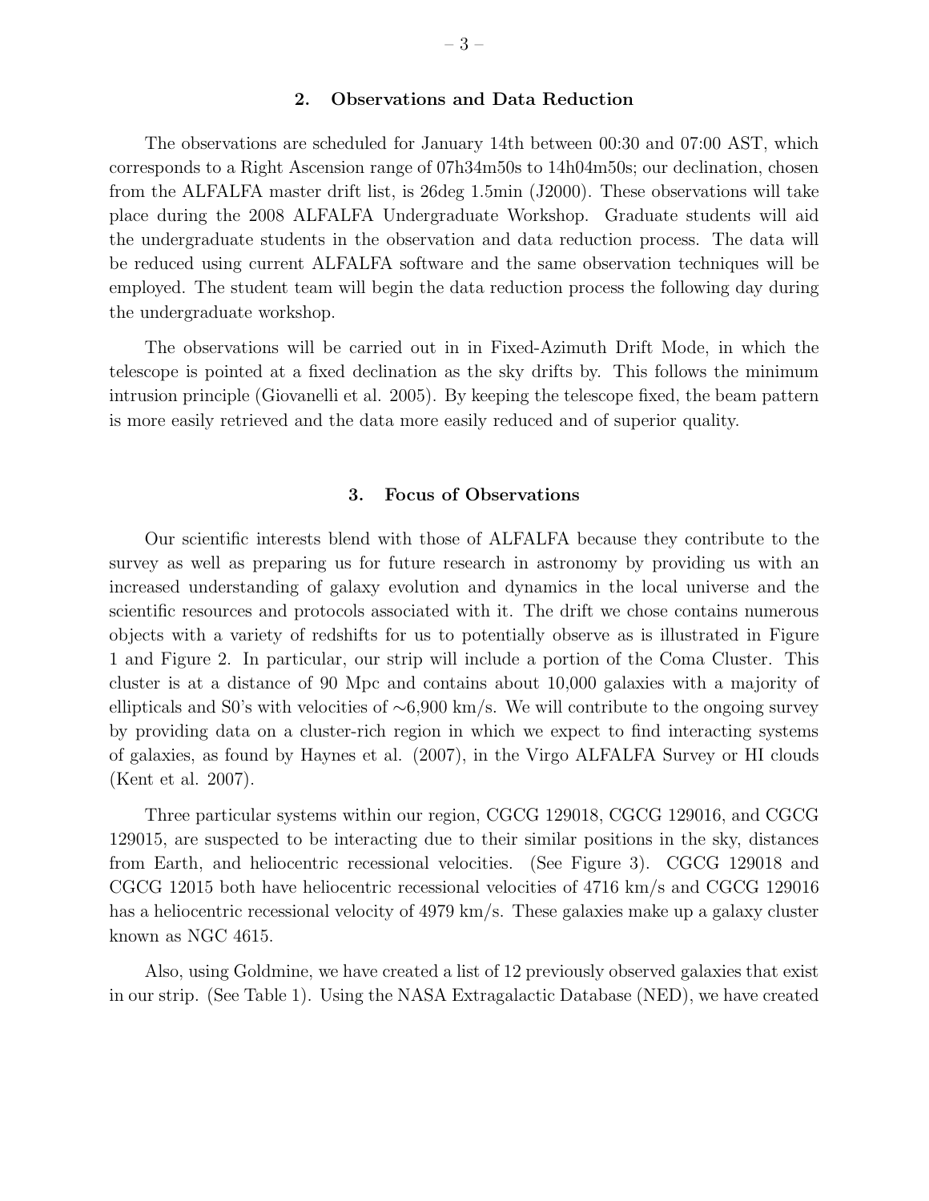## 2. Observations and Data Reduction

The observations are scheduled for January 14th between 00:30 and 07:00 AST, which corresponds to a Right Ascension range of 07h34m50s to 14h04m50s; our declination, chosen from the ALFALFA master drift list, is 26deg 1.5min (J2000). These observations will take place during the 2008 ALFALFA Undergraduate Workshop. Graduate students will aid the undergraduate students in the observation and data reduction process. The data will be reduced using current ALFALFA software and the same observation techniques will be employed. The student team will begin the data reduction process the following day during the undergraduate workshop.

The observations will be carried out in in Fixed-Azimuth Drift Mode, in which the telescope is pointed at a fixed declination as the sky drifts by. This follows the minimum intrusion principle (Giovanelli et al. 2005). By keeping the telescope fixed, the beam pattern is more easily retrieved and the data more easily reduced and of superior quality.

## 3. Focus of Observations

Our scientific interests blend with those of ALFALFA because they contribute to the survey as well as preparing us for future research in astronomy by providing us with an increased understanding of galaxy evolution and dynamics in the local universe and the scientific resources and protocols associated with it. The drift we chose contains numerous objects with a variety of redshifts for us to potentially observe as is illustrated in Figure 1 and Figure 2. In particular, our strip will include a portion of the Coma Cluster. This cluster is at a distance of 90 Mpc and contains about 10,000 galaxies with a majority of ellipticals and S0's with velocities of ∼6,900 km/s. We will contribute to the ongoing survey by providing data on a cluster-rich region in which we expect to find interacting systems of galaxies, as found by Haynes et al. (2007), in the Virgo ALFALFA Survey or HI clouds (Kent et al. 2007).

Three particular systems within our region, CGCG 129018, CGCG 129016, and CGCG 129015, are suspected to be interacting due to their similar positions in the sky, distances from Earth, and heliocentric recessional velocities. (See Figure 3). CGCG 129018 and CGCG 12015 both have heliocentric recessional velocities of 4716 km/s and CGCG 129016 has a heliocentric recessional velocity of 4979 km/s. These galaxies make up a galaxy cluster known as NGC 4615.

Also, using Goldmine, we have created a list of 12 previously observed galaxies that exist in our strip. (See Table 1). Using the NASA Extragalactic Database (NED), we have created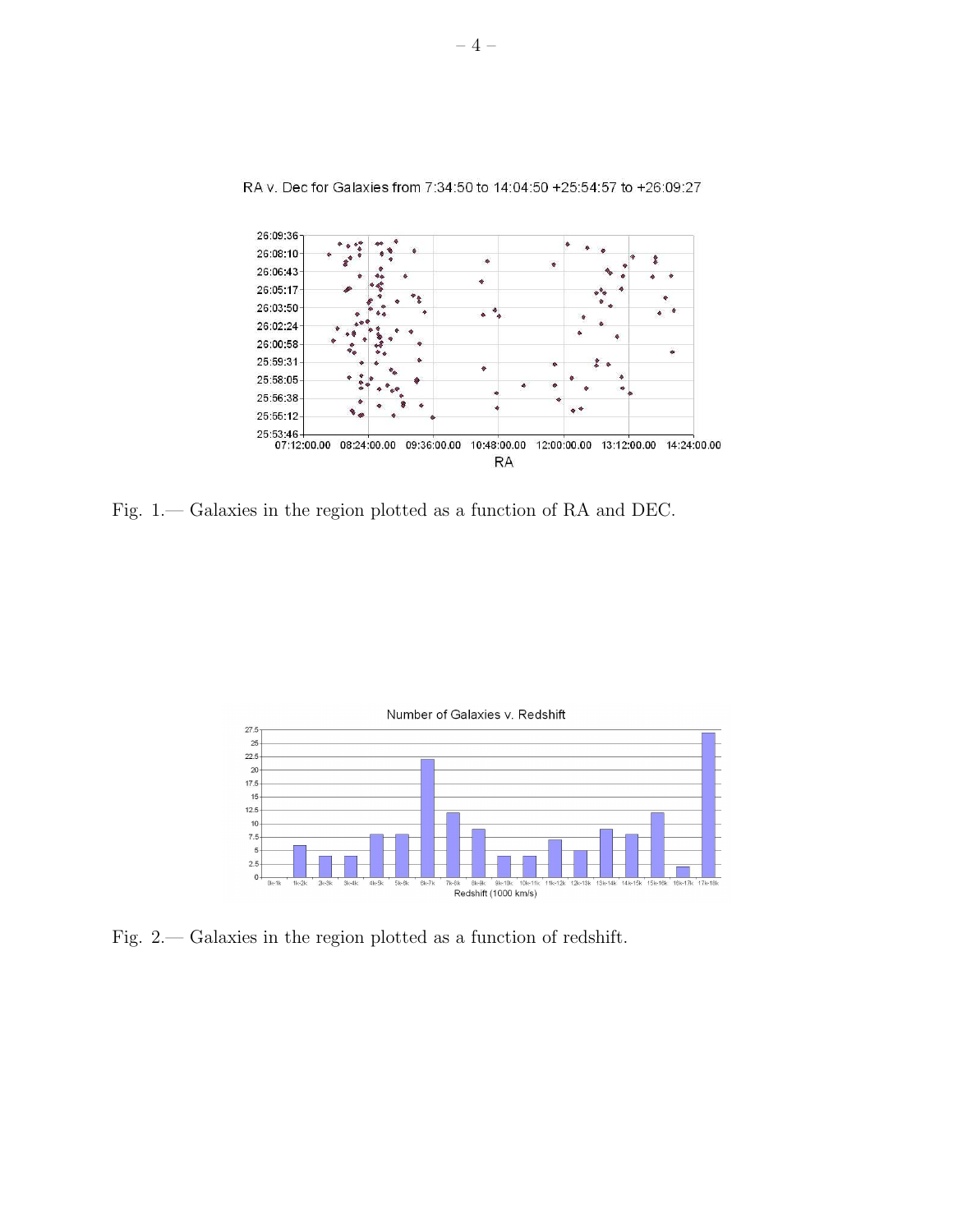RA v. Dec for Galaxies from 7:34:50 to 14:04:50 +25:54:57 to +26:09:27

Fig. 1.— Galaxies in the region plotted as a function of RA and DEC.

Number of Galaxies v. Redshift

Fig. 2.— Galaxies in the region plotted as a function of redshift.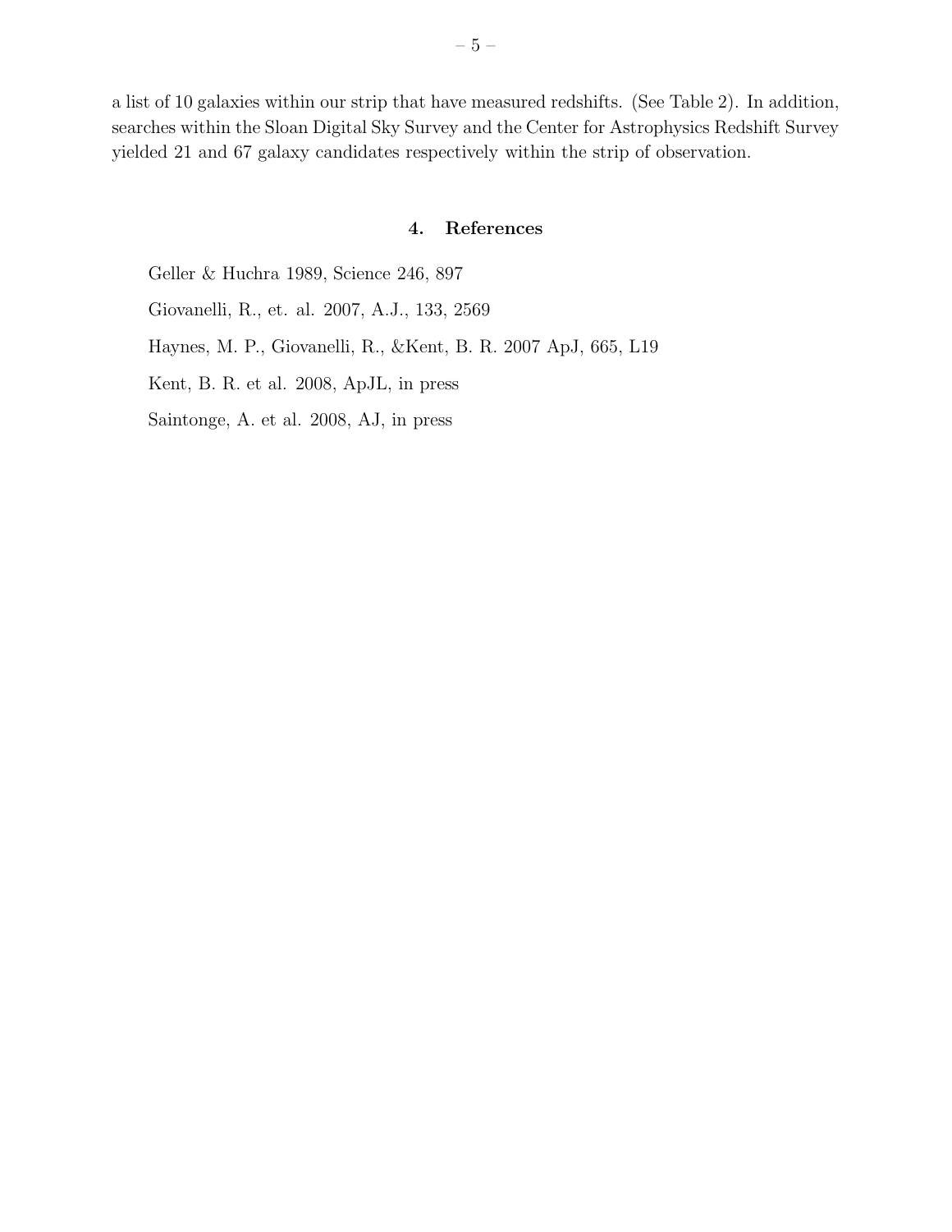a list of 10 galaxies within our strip that have measured redshifts. (See Table 2). In addition, searches within the Sloan Digital Sky Survey and the Center for Astrophysics Redshift Survey yielded 21 and 67 galaxy candidates respectively within the strip of observation.

## 4. References

Geller & Huchra 1989, Science 246, 897

Giovanelli, R., et. al. 2007, A.J., 133, 2569

Haynes, M. P., Giovanelli, R., &Kent, B. R. 2007 ApJ, 665, L19

Kent, B. R. et al. 2008, ApJL, in press

Saintonge, A. et al. 2008, AJ, in press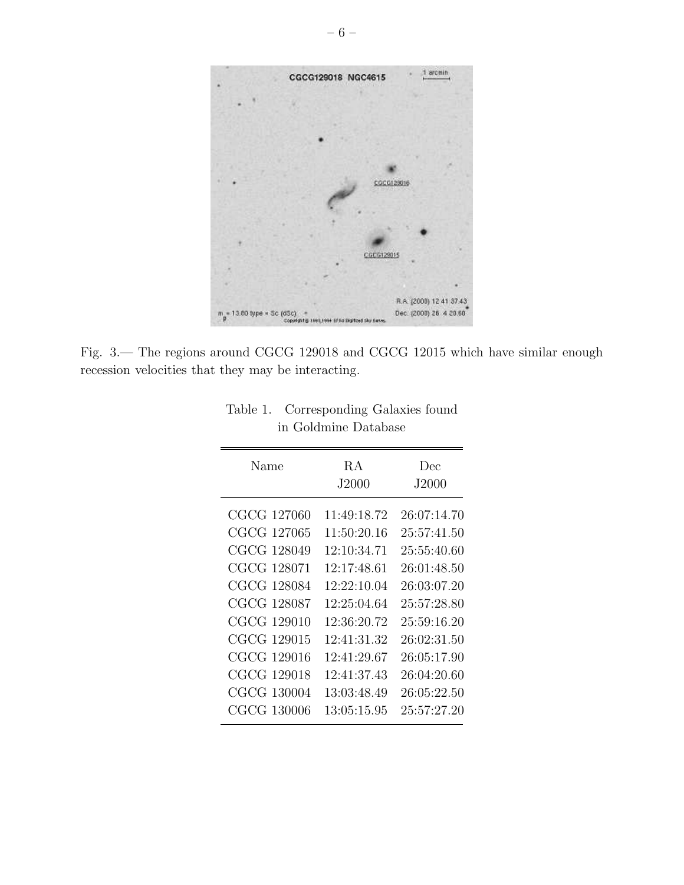Fig. 3.— The regions around CGCG 129018 and CGCG 12015 which have similar enough recession velocities that they may be interacting.

Table 1. Corresponding Galaxies found in Goldmine Database

| Name | RA J2000 | Dec J2000 |
|---|---|---|
| CGCG 127060 | 11:49:18.72 | 26:07:14.70 |
| CGCG 127065 | 11:50:20.16 | 25:57:41.50 |
| CGCG 128049 | 12:10:34.71 | 25:55:40.60 |
| CGCG 128071 | 12:17:48.61 | 26:01:48.50 |
| CGCG 128084 | 12:22:10.04 | 26:03:07.20 |
| CGCG 128087 | 12:25:04.64 | 25:57:28.80 |
| CGCG 129010 | 12:36:20.72 | 25:59:16.20 |
| CGCG 129015 | 12:41:31.32 | 26:02:31.50 |
| CGCG 129016 | 12:41:29.67 | 26:05:17.90 |
| CGCG 129018 | 12:41:37.43 | 26:04:20.60 |
| CGCG 130004 | 13:03:48.49 | 26:05:22.50 |
| CGCG 130006 | 13:05:15.95 | 25:57:27.20 |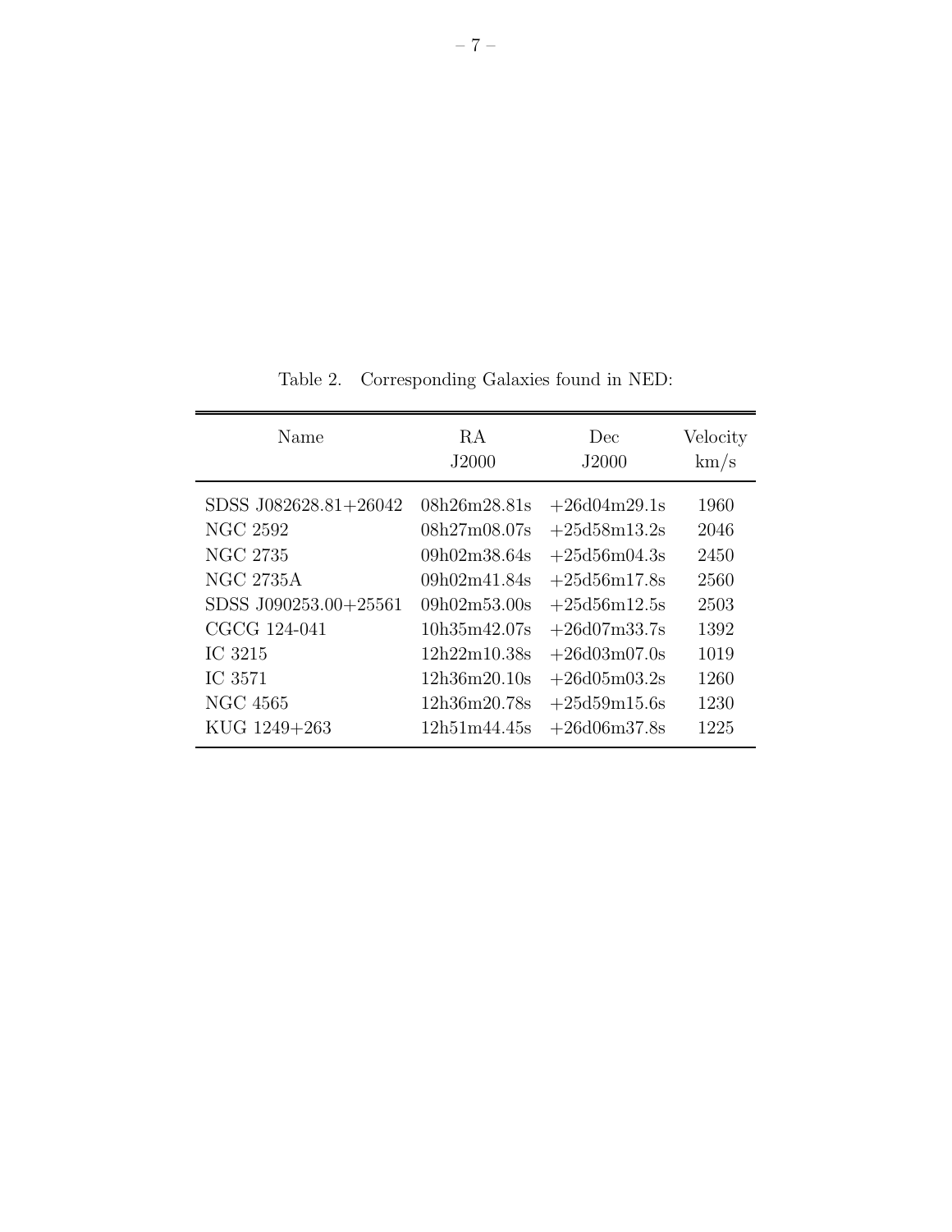Table 2. Corresponding Galaxies found in NED:

| Name | RA J2000 | Dec J2000 | Velocity km/s |
| --- | --- | --- | --- |
| SDSS J082628.81+26042 | 08h26m28.81s | +26d04m29.1s | 1960 |
| NGC 2592 | 08h27m08.07s | +25d58m13.2s | 2046 |
| NGC 2735 | 09h02m38.64s | +25d56m04.3s | 2450 |
| NGC 2735A | 09h02m41.84s | +25d56m17.8s | 2560 |
| SDSS J090253.00+25561 | 09h02m53.00s | +25d56m12.5s | 2503 |
| CGCG 124-041 | 10h35m42.07s | +26d07m33.7s | 1392 |
| IC 3215 | 12h22m10.38s | +26d03m07.0s | 1019 |
| IC 3571 | 12h36m20.10s | +26d05m03.2s | 1260 |
| NGC 4565 | 12h36m20.78s | +25d59m15.6s | 1230 |
| KUG 1249+263 | 12h51m44.45s | +26d06m37.8s | 1225 |